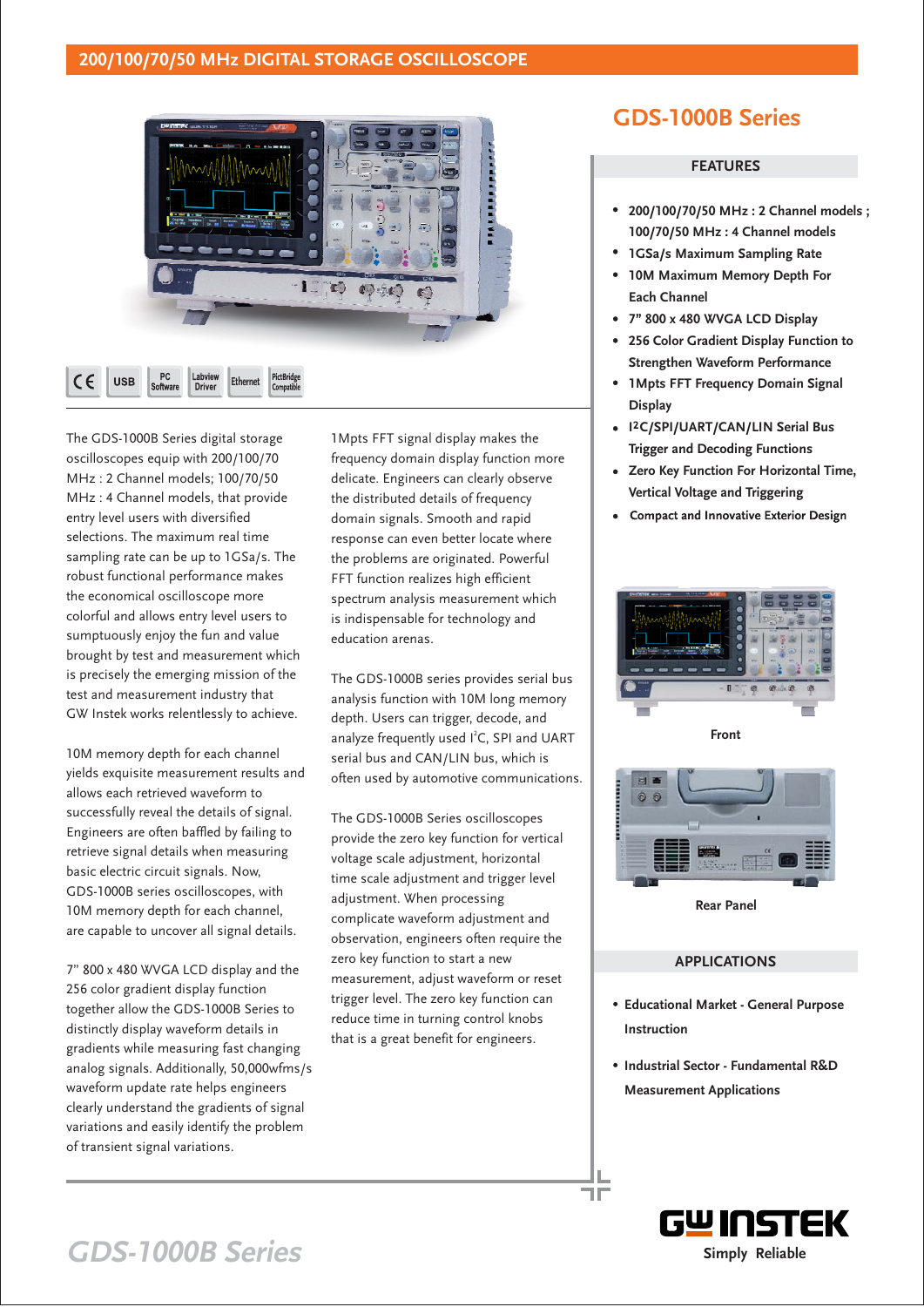## 200/100/70/50 MHz DIGITAL STORAGE OSCILLOSCOPE

CE | USB | PC Software | Labview Driver | Ethernet | PictBridge Compatible

The GDS-1000B Series digital storage oscilloscopes equip with 200/100/70 MHz : 2 Channel models; 100/70/50 MHz : 4 Channel models, that provide entry level users with diversified selections. The maximum real time sampling rate can be up to 1GSa/s. The robust functional performance makes the economical oscilloscope more colorful and allows entry level users to sumptuously enjoy the fun and value brought by test and measurement which is precisely the emerging mission of the test and measurement industry that GW Instek works relentlessly to achieve.

10M memory depth for each channel yields exquisite measurement results and allows each retrieved waveform to successfully reveal the details of signal. Engineers are often baffled by failing to retrieve signal details when measuring basic electric circuit signals. Now, GDS-1000B series oscilloscopes, with 10M memory depth for each channel, are capable to uncover all signal details.

7" 800 x 480 WVGA LCD display and the 256 color gradient display function together allow the GDS-1000B Series to distinctly display waveform details in gradients while measuring fast changing analog signals. Additionally, 50,000wfms/s waveform update rate helps engineers clearly understand the gradients of signal variations and easily identify the problem of transient signal variations.

1Mpts FFT signal display makes the frequency domain display function more delicate. Engineers can clearly observe the distributed details of frequency domain signals. Smooth and rapid response can even better locate where the problems are originated. Powerful FFT function realizes high efficient spectrum analysis measurement which is indispensable for technology and education arenas.

The GDS-1000B series provides serial bus analysis function with 10M long memory depth. Users can trigger, decode, and analyze frequently used I²C, SPI and UART serial bus and CAN/LIN bus, which is often used by automotive communications.

The GDS-1000B Series oscilloscopes provide the zero key function for vertical voltage scale adjustment, horizontal time scale adjustment and trigger level adjustment. When processing complicate waveform adjustment and observation, engineers often require the zero key function to start a new measurement, adjust waveform or reset trigger level. The zero key function can reduce time in turning control knobs that is a great benefit for engineers.

# GDS-1000B Series

### FEATURES

- **200/100/70/50 MHz : 2 Channel models ; 100/70/50 MHz : 4 Channel models**
- **1GSa/s Maximum Sampling Rate**
- **10M Maximum Memory Depth For Each Channel**
- **7" 800 x 480 WVGA LCD Display**
- **256 Color Gradient Display Function to Strengthen Waveform Performance**
- **1Mpts FFT Frequency Domain Signal Display**
- **I²C/SPI/UART/CAN/LIN Serial Bus Trigger and Decoding Functions**
- **Zero Key Function For Horizontal Time, Vertical Voltage and Triggering**
- **Compact and Innovative Exterior Design**

Front

Rear Panel

### APPLICATIONS

- **Educational Market - General Purpose Instruction**
- **Industrial Sector - Fundamental R&D Measurement Applications**

GW INSTEK
Simply Reliable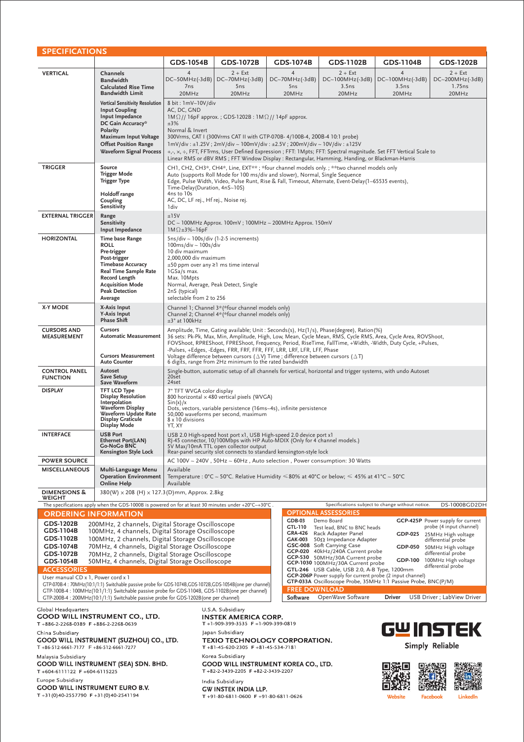## SPECIFICATIONS

| | | GDS-1054B | GDS-1072B | GDS-1074B | GDS-1102B | GDS-1104B | GDS-1202B |
|---|---|---|---|---|---|---|---|
| VERTICAL | Channels | 4 | 2 + Ext | 4 | 2 + Ext | 4 | 2 + Ext |
| | Bandwidth | DC~50MHz(-3dB) | DC~70MHz(-3dB) | DC~70MHz(-3dB) | DC~100MHz(-3dB) | DC~100MHz(-3dB) | DC~200MHz(-3dB) |
| | Calculated Rise Time | 7ns | 5ns | 5ns | 3.5ns | 3.5ns | 1.75ns |
| | Bandwidth Limit | 20MHz | 20MHz | 20MHz | 20MHz | 20MHz | 20MHz |
| | Vertical Sensitivity Resolution | 8 bit : 1mV~10V/div | | | | | |
| | Input Coupling | AC, DC, GND | | | | | |
| | Input Impedance | 1MΩ // 16pF approx. ; GDS-1202B : 1MΩ // 14pF approx. | | | | | |
| | DC Gain Accuracy* | ±3% | | | | | |
| | Polarity | Normal & Invert | | | | | |
| | Maximum Input Voltage | 300Vrms, CAT I (300Vrms CAT II with GTP-070B- 4/100B-4, 200B-4 10:1 probe) | | | | | |
| | Offset Position Range | 1mV/div : ±1.25V ; 2mV/div ~ 100mV/div : ±2.5V ; 200mV/div ~ 10V/div : ±125V | | | | | |
| | Waveform Signal Process | +,-, ×, ÷, FFT, FFTrms, User Defined Expression ; FFT: 1Mpts; FFT: Spectral magnitude. Set FFT Vertical Scale to Linear RMS or dBV RMS ; FFT Window Display : Rectangular, Hamming, Handing, or Blackman-Harris | | | | | |
| TRIGGER | Source | CH1, CH2, CH3*, CH4*, Line, EXT** ; *four channel models only. ; **two channel models only | | | | | |
| | Trigger Mode | Auto (supports Roll Mode for 100 ms/div and slower), Normal, Single Sequence | | | | | |
| | Trigger Type | Edge, Pulse Width, Video, Pulse Runt, Rise & Fall, Timeout, Alternate, Event-Delay(1~65535 events), Time-Delay(Duration, 4nS~10S) | | | | | |
| | Holdoff range | 4ns to 10s | | | | | |
| | Coupling | AC, DC, LF rej., Hf rej., Noise rej. | | | | | |
| | Sensitivity | 1div | | | | | |
| EXTERNAL TRIGGER | Range | ±15V | | | | | |
| | Sensitivity | DC ~ 100MHz Approx. 100mV ; 100MHz ~ 200MHz Approx. 150mV | | | | | |
| | Input Impedance | 1MΩ±3%~16pF | | | | | |
| HORIZONTAL | Time base Range | 5ns/div ~ 100s/div (1-2-5 increments) | | | | | |
| | ROLL | 100ms/div ~ 100s/div | | | | | |
| | Pre-trigger | 10 div maximum | | | | | |
| | Post-trigger | 2,000,000 div maximum | | | | | |
| | Timebase Accuracy | ±50 ppm over any ≥1 ms time interval | | | | | |
| | Real Time Sample Rate | 1GSa/s max. | | | | | |
| | Record Length | Max. 10Mpts | | | | | |
| | Acquisition Mode | Normal, Average, Peak Detect, Single | | | | | |
| | Peak Detection | 2nS (typical) | | | | | |
| | Average | selectable from 2 to 256 | | | | | |
| X-Y MODE | X-Axis Input | Channel 1; Channel 3*(*four channel models only) | | | | | |
| | Y-Axis Input | Channel 2; Channel 4*(*four channel models only) | | | | | |
| | Phase Shift | ±3° at 100kHz | | | | | |
| CURSORS AND MEASUREMENT | Cursors | Amplitude, Time, Gating available; Unit : Seconds(s), Hz(1/s), Phase(degree), Ration(%) | | | | | |
| | Automatic Measurement | 36 sets: Pk-Pk, Max, Min, Amplitude, High, Low, Mean, Cycle Mean, RMS, Cycle RMS, Area, Cycle Area, ROVShoot, FOVShoot, RPREShoot, FPREShoot, Frequency, Period, RiseTime, FallTime, +Width, -Width, Duty Cycle, +Pulses, -Pulses, +Edges, -Edges, FRR, FRF, FFR, FFF, LRR, LRF, LFR, LFF, Phase | | | | | |
| | Cursors Measurement | Voltage difference between cursors (∆V) Time ; difference between cursors (∆T) | | | | | |
| | Auto Counter | 6 digits, range from 2Hz minimum to the rated bandwidth | | | | | |
| CONTROL PANEL FUNCTION | Autoset | Single-button, automatic setup of all channels for vertical, horizontal and trigger systems, with undo Autoset | | | | | |
| | Save Setup | 20set | | | | | |
| | Save Waveform | 24set | | | | | |
| DISPLAY | TFT LCD Type | 7" TFT WVGA color display | | | | | |
| | Display Resolution | 800 horizontal × 480 vertical pixels (WVGA) | | | | | |
| | Interpolation | Sin(x)/x | | | | | |
| | Waveform Display | Dots, vectors, variable persistence (16ms~4s), infinite persistence | | | | | |
| | Waveform Update Rate | 50,000 waveforms per second, maximum | | | | | |
| | Display Graticule | 8 x 10 divisions | | | | | |
| | Display Mode | YT, XY | | | | | |
| INTERFACE | USB Port | USB 2.0 High-speed host port x1, USB High-speed 2.0 device port x1 | | | | | |
| | Ethernet Port(LAN) | RJ-45 connector, 10/100Mbps with HP Auto-MDIX (Only for 4 channel models.) | | | | | |
| | Go-NoGo BNC | 5V Max/10mA TTL open collector output | | | | | |
| | Kensington Style Lock | Rear-panel security slot connects to standard kensington-style lock | | | | | |
| POWER SOURCE | | AC 100V ~ 240V , 50Hz ~ 60Hz , Auto selection , Power consumption: 30 Watts | | | | | |
| MISCELLANEOUS | Multi-Language Menu | Available | | | | | |
| | Operation Environment | Temperature : 0°C ~ 50°C. Relative Humidity ≤80% at 40°C or below; ≤ 45% at 41°C ~ 50°C | | | | | |
| | Online Help | Available | | | | | |
| DIMENSIONS & WEIGHT | 380(W) × 208 (H) × 127.3(D)mm, Approx. 2.8kg | | | | | | |

The specifications apply when the GDS-1000B is powered on for at least 30 minutes under +20°C~+30°C .

Specifications subject to change without notice. DS-1000BGD2DH

## ORDERING INFORMATION

| | |
|---|---|
| GDS-1202B | 200MHz, 2 channels, Digital Storage Oscilloscope |
| GDS-1104B | 100MHz, 4 channels, Digital Storage Oscilloscope |
| GDS-1102B | 100MHz, 2 channels, Digital Storage Oscilloscope |
| GDS-1074B | 70MHz, 4 channels, Digital Storage Oscilloscope |
| GDS-1072B | 70MHz, 2 channels, Digital Storage Oscilloscope |
| GDS-1054B | 50MHz, 4 channels, Digital Storage Oscilloscope |

## ACCESSORIES

User manual CD x 1, Power cord x 1

GTP-070B-4 : 70MHz(10:1/1:1) Switchable passive probe for GDS-1074B,GDS-1072B,GDS-1054B(one per channel)

GTP-100B-4 : 100MHz(10:1/1:1) Switchable passive probe for GDS-1104B, GDS-1102B(one per channel)

GTP-200B-4 : 200MHz(10:1/1:1) Switchable passive probe for GDS-1202B(one per channel)

## OPTIONAL ASSESSORIES

- **GDB-03** Demo Board
- **GTL-110** Test lead, BNC to BNC heads
- **GRA-426** Rack Adapter Panel
- **GAK-003** 50Ω Impedance Adapter
- **GSC-008** Soft Carrying Case
- **GCP-020** 40kHz/240A Current probe
- **GCP-530** 50MHz/30A Current probe
- **GCP-1030** 100MHz/30A Current probe
- **GCP-425P** Power supply for current probe (4 input channel)
- **GDP-025** 25MHz High voltage differential probe
- **GDP-050** 50MHz High voltage differential probe
- **GDP-100** 100MHz High voltage differential probe
- **GTL-246** USB Cable, USB 2.0, A-B Type, 1200mm
- **GCP-206P** Power supply for current probe (2 input channel)
- **GTP-033A** Oscilloscope Probe, 35MHz 1:1 Passive Probe, BNC(P/M)

## FREE DOWNLOAD

**Software** OpenWave Software **Driver** USB Driver ; LabView Driver

Global Headquarters
**GOOD WILL INSTRUMENT CO., LTD.**
T +886-2-2268-0389 F +886-2-2268-0639

China Subsidiary
**GOOD WILL INSTRUMENT (SUZHOU) CO., LTD.**
T +86-512-6661-7177 F +86-512-6661-7277

Malaysia Subsidiary
**GOOD WILL INSTRUMENT (SEA) SDN. BHD.**
T +604-6111122 F +604-6115225

Europe Subsidiary
**GOOD WILL INSTRUMENT EURO B.V.**
T +31(0)40-2557790 F +31(0)40-2541194

U.S.A. Subsidiary
**INSTEK AMERICA CORP.**
T +1-909-399-3535 F +1-909-399-0819

Japan Subsidiary
**TEXIO TECHNOLOGY CORPORATION.**
T +81-45-620-2305 F +81-45-534-7181

Korea Subsidiary
**GOOD WILL INSTRUMENT KOREA CO., LTD.**
T +82-2-3439-2205 F +82-2-3439-2207

India Subsidiary
**GW INSTEK INDIA LLP.**
T +91-80-6811-0600 F +91-80-6811-0626

GW INSTEK
Simply Reliable

Website Facebook LinkedIn